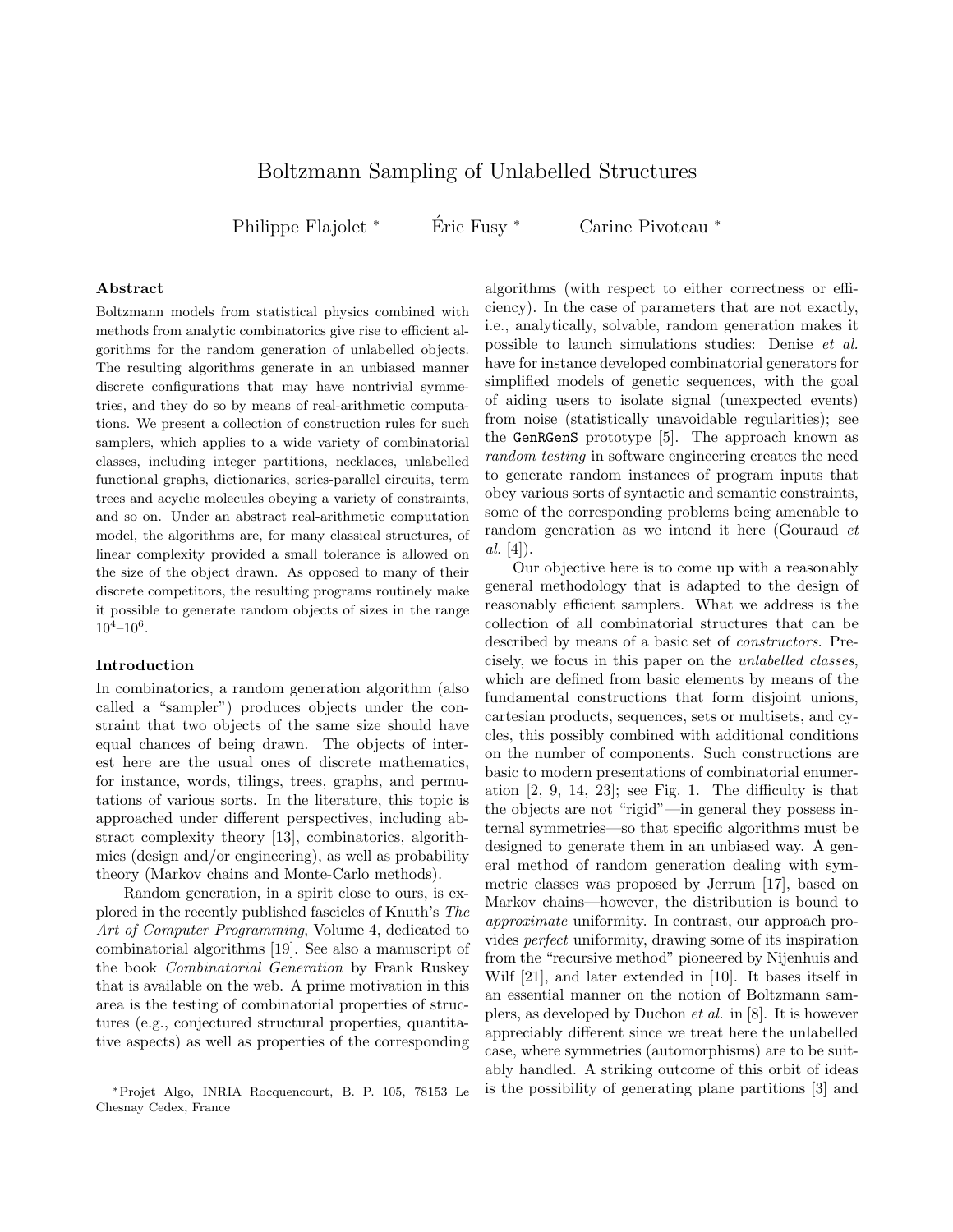# Boltzmann Sampling of Unlabelled Structures

Philippe Flajolet * Éric Fusy * Carine Pivoteau *

### Abstract

Boltzmann models from statistical physics combined with methods from analytic combinatorics give rise to efficient algorithms for the random generation of unlabelled objects. The resulting algorithms generate in an unbiased manner discrete configurations that may have nontrivial symmetries, and they do so by means of real-arithmetic computations. We present a collection of construction rules for such samplers, which applies to a wide variety of combinatorial classes, including integer partitions, necklaces, unlabelled functional graphs, dictionaries, series-parallel circuits, term trees and acyclic molecules obeying a variety of constraints, and so on. Under an abstract real-arithmetic computation model, the algorithms are, for many classical structures, of linear complexity provided a small tolerance is allowed on the size of the object drawn. As opposed to many of their discrete competitors, the resulting programs routinely make it possible to generate random objects of sizes in the range $10^4$–$10^6$.

### Introduction

In combinatorics, a random generation algorithm (also called a "sampler") produces objects under the constraint that two objects of the same size should have equal chances of being drawn. The objects of interest here are the usual ones of discrete mathematics, for instance, words, tilings, trees, graphs, and permutations of various sorts. In the literature, this topic is approached under different perspectives, including abstract complexity theory [13], combinatorics, algorithmics (design and/or engineering), as well as probability theory (Markov chains and Monte-Carlo methods).

Random generation, in a spirit close to ours, is explored in the recently published fascicles of Knuth's *The Art of Computer Programming*, Volume 4, dedicated to combinatorial algorithms [19]. See also a manuscript of the book *Combinatorial Generation* by Frank Ruskey that is available on the web. A prime motivation in this area is the testing of combinatorial properties of structures (e.g., conjectured structural properties, quantitative aspects) as well as properties of the corresponding algorithms (with respect to either correctness or efficiency). In the case of parameters that are not exactly, i.e., analytically, solvable, random generation makes it possible to launch simulations studies: Denise *et al.* have for instance developed combinatorial generators for simplified models of genetic sequences, with the goal of aiding users to isolate signal (unexpected events) from noise (statistically unavoidable regularities); see the `GenRGenS` prototype [5]. The approach known as *random testing* in software engineering creates the need to generate random instances of program inputs that obey various sorts of syntactic and semantic constraints, some of the corresponding problems being amenable to random generation as we intend it here (Gouraud *et al.* [4]).

Our objective here is to come up with a reasonably general methodology that is adapted to the design of reasonably efficient samplers. What we address is the collection of all combinatorial structures that can be described by means of a basic set of *constructors*. Precisely, we focus in this paper on the *unlabelled classes*, which are defined from basic elements by means of the fundamental constructions that form disjoint unions, cartesian products, sequences, sets or multisets, and cycles, this possibly combined with additional conditions on the number of components. Such constructions are basic to modern presentations of combinatorial enumeration [2, 9, 14, 23]; see Fig. 1. The difficulty is that the objects are not "rigid"—in general they possess internal symmetries—so that specific algorithms must be designed to generate them in an unbiased way. A general method of random generation dealing with symmetric classes was proposed by Jerrum [17], based on Markov chains—however, the distribution is bound to *approximate* uniformity. In contrast, our approach provides *perfect* uniformity, drawing some of its inspiration from the "recursive method" pioneered by Nijenhuis and Wilf [21], and later extended in [10]. It bases itself in an essential manner on the notion of Boltzmann samplers, as developed by Duchon *et al.* in [8]. It is however appreciably different since we treat here the unlabelled case, where symmetries (automorphisms) are to be suitably handled. A striking outcome of this orbit of ideas is the possibility of generating plane partitions [3] and

*Projet Algo, INRIA Rocquencourt, B. P. 105, 78153 Le Chesnay Cedex, France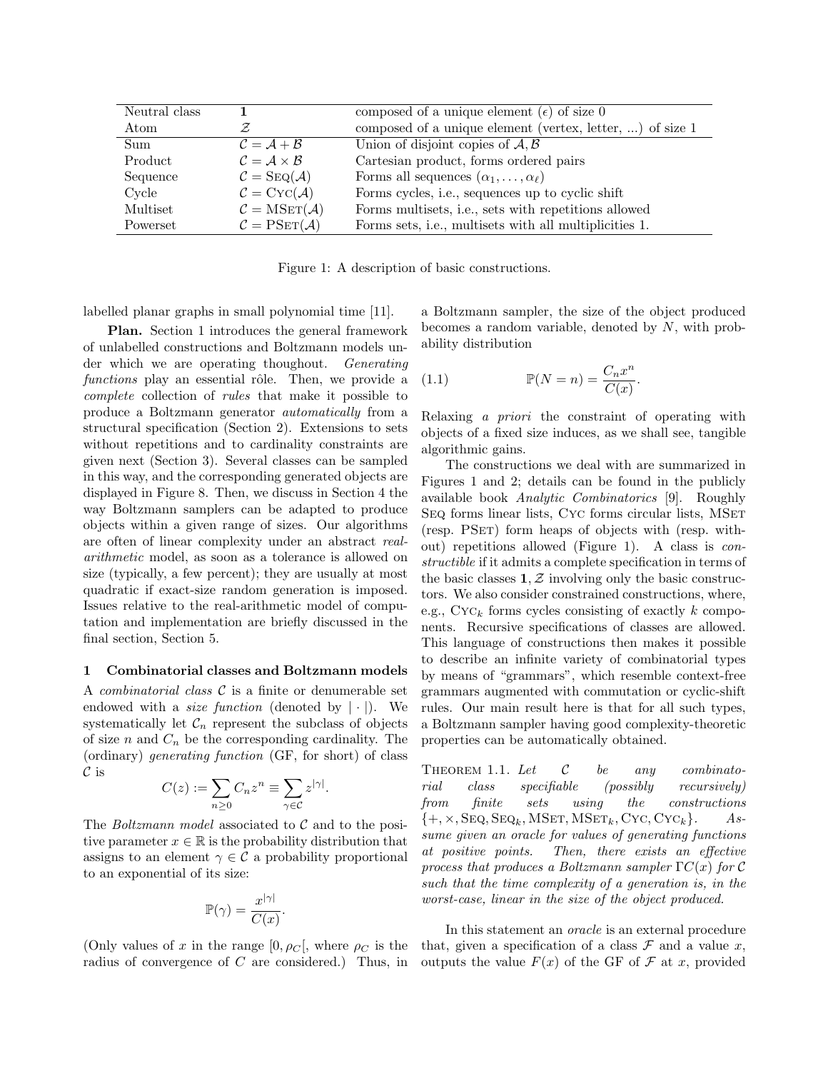| | | |
|---|---|---|
| Neutral class | $\mathbf{1}$ | composed of a unique element ($\epsilon$) of size 0 |
| Atom | $\mathcal{Z}$ | composed of a unique element (vertex, letter, ...) of size 1 |
| Sum | $\mathcal{C} = \mathcal{A} + \mathcal{B}$ | Union of disjoint copies of $\mathcal{A}, \mathcal{B}$ |
| Product | $\mathcal{C} = \mathcal{A} \times \mathcal{B}$ | Cartesian product, forms ordered pairs |
| Sequence | $\mathcal{C} = \text{SEQ}(\mathcal{A})$ | Forms all sequences $(\alpha_1, \ldots, \alpha_\ell)$ |
| Cycle | $\mathcal{C} = \text{CYC}(\mathcal{A})$ | Forms cycles, i.e., sequences up to cyclic shift |
| Multiset | $\mathcal{C} = \text{MSET}(\mathcal{A})$ | Forms multisets, i.e., sets with repetitions allowed |
| Powerset | $\mathcal{C} = \text{PSET}(\mathcal{A})$ | Forms sets, i.e., multisets with all multiplicities 1. |

Figure 1: A description of basic constructions.

labelled planar graphs in small polynomial time [11].

**Plan.** Section 1 introduces the general framework of unlabelled constructions and Boltzmann models under which we are operating thoughout. *Generating functions* play an essential rôle. Then, we provide a *complete* collection of *rules* that make it possible to produce a Boltzmann generator *automatically* from a structural specification (Section 2). Extensions to sets without repetitions and to cardinality constraints are given next (Section 3). Several classes can be sampled in this way, and the corresponding generated objects are displayed in Figure 8. Then, we discuss in Section 4 the way Boltzmann samplers can be adapted to produce objects within a given range of sizes. Our algorithms are often of linear complexity under an abstract *real-arithmetic* model, as soon as a tolerance is allowed on size (typically, a few percent); they are usually at most quadratic if exact-size random generation is imposed. Issues relative to the real-arithmetic model of computation and implementation are briefly discussed in the final section, Section 5.

## 1 Combinatorial classes and Boltzmann models

A *combinatorial class* $\mathcal{C}$ is a finite or denumerable set endowed with a *size function* (denoted by $|\cdot|$). We systematically let $\mathcal{C}_n$ represent the subclass of objects of size $n$ and $C_n$ be the corresponding cardinality. The (ordinary) *generating function* (GF, for short) of class $\mathcal{C}$ is

$$C(z) := \sum_{n\geq 0} C_n z^n \equiv \sum_{\gamma\in\mathcal{C}} z^{|\gamma|}.$$

The *Boltzmann model* associated to $\mathcal{C}$ and to the positive parameter $x \in \mathbb{R}$ is the probability distribution that assigns to an element $\gamma \in \mathcal{C}$ a probability proportional to an exponential of its size:

$$\mathbb{P}(\gamma) = \frac{x^{|\gamma|}}{C(x)}.$$

(Only values of $x$ in the range $[0, \rho_C[$, where $\rho_C$ is the radius of convergence of $C$ are considered.) Thus, in a Boltzmann sampler, the size of the object produced becomes a random variable, denoted by $N$, with probability distribution

$$\mathbb{P}(N = n) = \frac{C_n x^n}{C(x)}. \tag{1.1}$$

Relaxing *a priori* the constraint of operating with objects of a fixed size induces, as we shall see, tangible algorithmic gains.

The constructions we deal with are summarized in Figures 1 and 2; details can be found in the publicly available book *Analytic Combinatorics* [9]. Roughly SEQ forms linear lists, CYC forms circular lists, MSET (resp. PSET) form heaps of objects with (resp. without) repetitions allowed (Figure 1). A class is *constructible* if it admits a complete specification in terms of the basic classes $\mathbf{1}, \mathcal{Z}$ involving only the basic constructors. We also consider constrained constructions, where, e.g., $\text{CYC}_k$ forms cycles consisting of exactly $k$ components. Recursive specifications of classes are allowed. This language of constructions then makes it possible to describe an infinite variety of combinatorial types by means of "grammars", which resemble context-free grammars augmented with commutation or cyclic-shift rules. Our main result here is that for all such types, a Boltzmann sampler having good complexity-theoretic properties can be automatically obtained.

THEOREM 1.1. *Let $\mathcal{C}$ be any combinatorial class specifiable (possibly recursively) from finite sets using the constructions $\{+, \times, \text{SEQ}, \text{SEQ}_k, \text{MSET}, \text{MSET}_k, \text{CYC}, \text{CYC}_k\}$. Assume given an oracle for values of generating functions at positive points. Then, there exists an effective process that produces a Boltzmann sampler $\Gamma C(x)$ for $\mathcal{C}$ such that the time complexity of a generation is, in the worst-case, linear in the size of the object produced.*

In this statement an *oracle* is an external procedure that, given a specification of a class $\mathcal{F}$ and a value $x$, outputs the value $F(x)$ of the GF of $\mathcal{F}$ at $x$, provided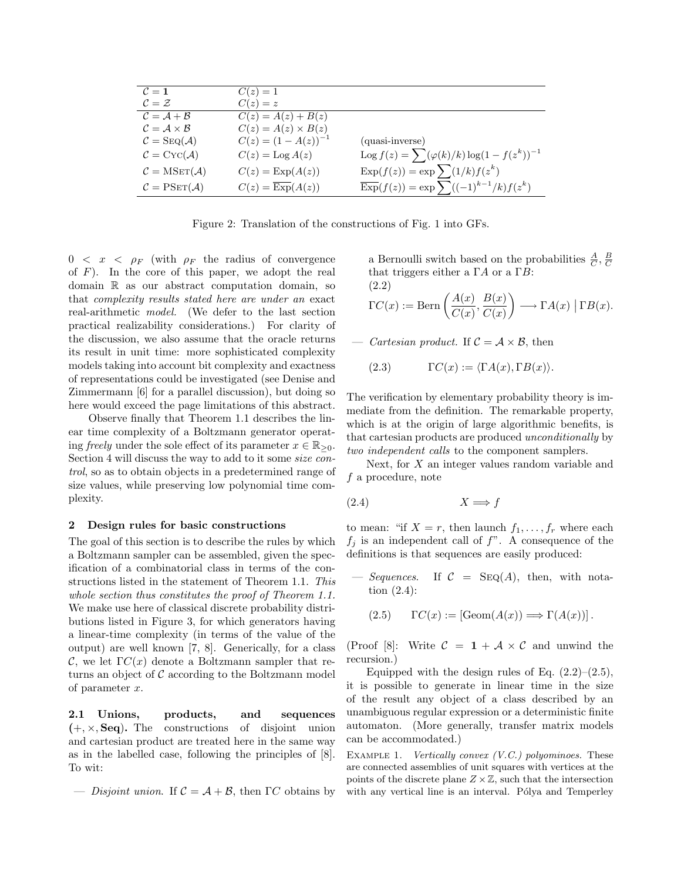| | | |
|---|---|---|
| $\mathcal{C} = \mathbf{1}$ | $C(z) = 1$ | |
| $\mathcal{C} = \mathcal{Z}$ | $C(z) = z$ | |
| $\mathcal{C} = \mathcal{A} + \mathcal{B}$ | $C(z) = A(z) + B(z)$ | |
| $\mathcal{C} = \mathcal{A} \times \mathcal{B}$ | $C(z) = A(z) \times B(z)$ | |
| $\mathcal{C} = \mathrm{SEQ}(\mathcal{A})$ | $C(z) = (1 - A(z))^{-1}$ | (quasi-inverse) |
| $\mathcal{C} = \mathrm{CYC}(\mathcal{A})$ | $C(z) = \mathrm{Log}\, A(z)$ | $\mathrm{Log}\, f(z) = \sum (\varphi(k)/k) \log(1 - f(z^k))^{-1}$ |
| $\mathcal{C} = \mathrm{MSET}(\mathcal{A})$ | $C(z) = \mathrm{Exp}(A(z))$ | $\mathrm{Exp}(f(z)) = \exp \sum (1/k) f(z^k)$ |
| $\mathcal{C} = \mathrm{PSET}(\mathcal{A})$ | $C(z) = \overline{\mathrm{Exp}}(A(z))$ | $\overline{\mathrm{Exp}}(f(z)) = \exp \sum ((-1)^{k-1}/k) f(z^k)$ |

Figure 2: Translation of the constructions of Fig. 1 into GFs.

$0 < x < \rho_F$ (with $\rho_F$ the radius of convergence of $F$). In the core of this paper, we adopt the real domain $\mathbb{R}$ as our abstract computation domain, so that *complexity results stated here are under an* exact real-arithmetic *model*. (We defer to the last section practical realizability considerations.) For clarity of the discussion, we also assume that the oracle returns its result in unit time: more sophisticated complexity models taking into account bit complexity and exactness of representations could be investigated (see Denise and Zimmermann [6] for a parallel discussion), but doing so here would exceed the page limitations of this abstract.

Observe finally that Theorem 1.1 describes the linear time complexity of a Boltzmann generator operating *freely* under the sole effect of its parameter $x \in \mathbb{R}_{\geq 0}$. Section 4 will discuss the way to add to it some *size control*, so as to obtain objects in a predetermined range of size values, while preserving low polynomial time complexity.

## 2 Design rules for basic constructions

The goal of this section is to describe the rules by which a Boltzmann sampler can be assembled, given the specification of a combinatorial class in terms of the constructions listed in the statement of Theorem 1.1. *This whole section thus constitutes the proof of Theorem 1.1.* We make use here of classical discrete probability distributions listed in Figure 3, for which generators having a linear-time complexity (in terms of the value of the output) are well known [7, 8]. Generically, for a class $\mathcal{C}$, we let $\Gamma C(x)$ denote a Boltzmann sampler that returns an object of $\mathcal{C}$ according to the Boltzmann model of parameter $x$.

**2.1 Unions, products, and sequences ($+, \times,$ Seq).** The constructions of disjoint union and cartesian product are treated here in the same way as in the labelled case, following the principles of [8]. To wit:

— *Disjoint union.* If $\mathcal{C} = \mathcal{A} + \mathcal{B}$, then $\Gamma C$ obtains by a Bernoulli switch based on the probabilities $\frac{A}{C}, \frac{B}{C}$ that triggers either a $\Gamma A$ or a $\Gamma B$:

$$\Gamma C(x) := \mathrm{Bern}\left(\frac{A(x)}{C(x)}, \frac{B(x)}{C(x)}\right) \longrightarrow \Gamma A(x) \mid \Gamma B(x). \tag{2.2}$$

— *Cartesian product.* If $\mathcal{C} = \mathcal{A} \times \mathcal{B}$, then

$$\Gamma C(x) := \langle \Gamma A(x), \Gamma B(x) \rangle. \tag{2.3}$$

The verification by elementary probability theory is immediate from the definition. The remarkable property, which is at the origin of large algorithmic benefits, is that cartesian products are produced *unconditionally* by *two independent calls* to the component samplers.

Next, for $X$ an integer values random variable and $f$ a procedure, note

$$X \Longrightarrow f \tag{2.4}$$

to mean: "if $X = r$, then launch $f_1, \ldots, f_r$ where each $f_j$ is an independent call of $f$". A consequence of the definitions is that sequences are easily produced:

— *Sequences.* If $\mathcal{C} = \mathrm{SEQ}(A)$, then, with notation (2.4):

$$\Gamma C(x) := [\mathrm{Geom}(A(x)) \Longrightarrow \Gamma(A(x))]. \tag{2.5}$$

(Proof [8]: Write $\mathcal{C} = \mathbf{1} + \mathcal{A} \times \mathcal{C}$ and unwind the recursion.)

Equipped with the design rules of Eq. (2.2)–(2.5), it is possible to generate in linear time in the size of the result any object of a class described by an unambiguous regular expression or a deterministic finite automaton. (More generally, transfer matrix models can be accommodated.)

EXAMPLE 1. *Vertically convex (V.C.) polyominoes.* These are connected assemblies of unit squares with vertices at the points of the discrete plane $Z \times \mathbb{Z}$, such that the intersection with any vertical line is an interval. Pólya and Temperley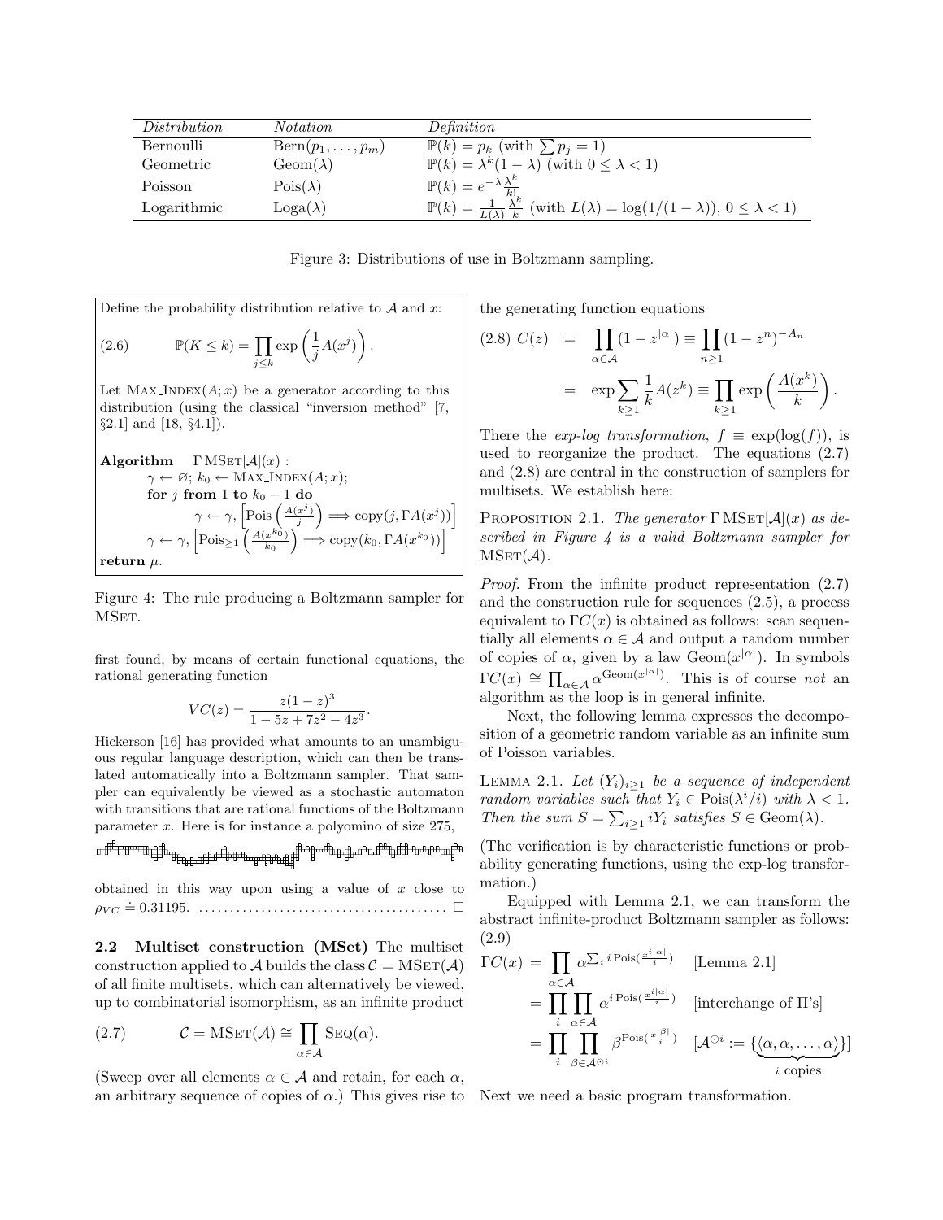| *Distribution* | *Notation* | *Definition* |
|---|---|---|
| Bernoulli | $\text{Bern}(p_1,\dots,p_m)$ | $\mathbb{P}(k)=p_k$ (with $\sum p_j=1$) |
| Geometric | $\text{Geom}(\lambda)$ | $\mathbb{P}(k)=\lambda^k(1-\lambda)$ (with $0\le\lambda<1$) |
| Poisson | $\text{Pois}(\lambda)$ | $\mathbb{P}(k)=e^{-\lambda}\frac{\lambda^k}{k!}$ |
| Logarithmic | $\text{Loga}(\lambda)$ | $\mathbb{P}(k)=\frac{1}{L(\lambda)}\frac{\lambda^k}{k}$ (with $L(\lambda)=\log(1/(1-\lambda))$, $0\le\lambda<1$) |

Figure 3: Distributions of use in Boltzmann sampling.

Define the probability distribution relative to $\mathcal{A}$ and $x$:

$$(2.6)\qquad \mathbb{P}(K\le k)=\prod_{j\le k}\exp\left(\frac{1}{j}A(x^j)\right).$$

Let MAX_INDEX$(A;x)$ be a generator according to this distribution (using the classical "inversion method" [7, §2.1] and [18, §4.1]).

**Algorithm** $\Gamma\,\text{MSet}[\mathcal{A}](x)$ :
$\gamma\leftarrow\varnothing$; $k_0\leftarrow$ MAX_INDEX$(A;x)$;
**for** $j$ **from** 1 **to** $k_0-1$ **do**
$\gamma\leftarrow\gamma,\left[\text{Pois}\left(\frac{A(x^j)}{j}\right)\Longrightarrow\text{copy}(j,\Gamma A(x^j))\right]$
$\gamma\leftarrow\gamma,\left[\text{Pois}_{\ge1}\left(\frac{A(x^{k_0})}{k_0}\right)\Longrightarrow\text{copy}(k_0,\Gamma A(x^{k_0}))\right]$
**return** $\mu$.

Figure 4: The rule producing a Boltzmann sampler for MSET.

first found, by means of certain functional equations, the rational generating function

$$VC(z)=\frac{z(1-z)^3}{1-5z+7z^2-4z^3}.$$

Hickerson [16] has provided what amounts to an unambiguous regular language description, which can then be translated automatically into a Boltzmann sampler. That sampler can equivalently be viewed as a stochastic automaton with transitions that are rational functions of the Boltzmann parameter $x$. Here is for instance a polyomino of size 275,

obtained in this way upon using a value of $x$ close to $\rho_{VC}\doteq 0.31195$. . . . . . . . . . . . . . . . . . . . . . . . . . . . . . . . . . . . . . . . $\square$

**2.2 Multiset construction (MSet)** The multiset construction applied to $\mathcal{A}$ builds the class $\mathcal{C}=\text{MSet}(\mathcal{A})$ of all finite multisets, which can alternatively be viewed, up to combinatorial isomorphism, as an infinite product

$$(2.7)\qquad \mathcal{C}=\text{MSet}(\mathcal{A})\cong\prod_{\alpha\in\mathcal{A}}\text{Seq}(\alpha).$$

(Sweep over all elements $\alpha\in\mathcal{A}$ and retain, for each $\alpha$, an arbitrary sequence of copies of $\alpha$.) This gives rise to the generating function equations

$$(2.8)\quad C(z)=\prod_{\alpha\in\mathcal{A}}(1-z^{|\alpha|})\equiv\prod_{n\ge1}(1-z^n)^{-A_n} = \exp\sum_{k\ge1}\frac{1}{k}A(z^k)\equiv\prod_{k\ge1}\exp\left(\frac{A(x^k)}{k}\right).$$

There the *exp-log transformation*, $f\equiv\exp(\log(f))$, is used to reorganize the product. The equations (2.7) and (2.8) are central in the construction of samplers for multisets. We establish here:

PROPOSITION 2.1. *The generator $\Gamma\,\text{MSet}[\mathcal{A}](x)$ as described in Figure 4 is a valid Boltzmann sampler for $\text{MSet}(\mathcal{A})$.*

*Proof.* From the infinite product representation (2.7) and the construction rule for sequences (2.5), a process equivalent to $\Gamma C(x)$ is obtained as follows: scan sequentially all elements $\alpha\in\mathcal{A}$ and output a random number of copies of $\alpha$, given by a law $\text{Geom}(x^{|\alpha|})$. In symbols $\Gamma C(x)\cong\prod_{\alpha\in\mathcal{A}}\alpha^{\text{Geom}(x^{|\alpha|})}$. This is of course *not* an algorithm as the loop is in general infinite.

Next, the following lemma expresses the decomposition of a geometric random variable as an infinite sum of Poisson variables.

LEMMA 2.1. *Let $(Y_i)_{i\ge1}$ be a sequence of independent random variables such that $Y_i\in\text{Pois}(\lambda^i/i)$ with $\lambda<1$. Then the sum $S=\sum_{i\ge1}iY_i$ satisfies $S\in\text{Geom}(\lambda)$.*

(The verification is by characteristic functions or probability generating functions, using the exp-log transformation.)

Equipped with Lemma 2.1, we can transform the abstract infinite-product Boltzmann sampler as follows:

(2.9)

$$\begin{aligned}
\Gamma C(x) &= \prod_{\alpha\in\mathcal{A}}\alpha^{\sum_i i\,\text{Pois}(\frac{x^{i|\alpha|}}{i})} && \text{[Lemma 2.1]}\\
&= \prod_i\prod_{\alpha\in\mathcal{A}}\alpha^{i\,\text{Pois}(\frac{x^{i|\alpha|}}{i})} && \text{[interchange of }\Pi\text{'s]}\\
&= \prod_i\prod_{\beta\in\mathcal{A}^{\odot i}}\beta^{\text{Pois}(\frac{x^{|\beta|}}{i})} && [\mathcal{A}^{\odot i}:=\{\underbrace{\langle\alpha,\alpha,\dots,\alpha\rangle}_{i\text{ copies}}\}]
\end{aligned}$$

Next we need a basic program transformation.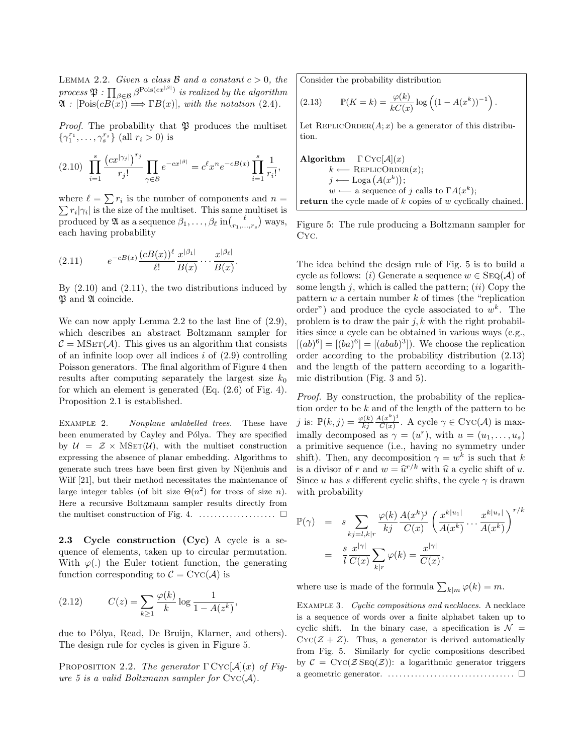Lemma 2.2. *Given a class $\mathcal{B}$ and a constant $c > 0$, the process $\mathfrak{P} : \prod_{\beta \in \mathcal{B}} \beta^{\mathrm{Pois}(cx^{|\beta|})}$ is realized by the algorithm $\mathfrak{A} : [\mathrm{Pois}(cB(x)) \Longrightarrow \Gamma B(x)]$, with the notation (2.4).*

*Proof.* The probability that $\mathfrak{P}$ produces the multiset $\{\gamma_1^{r_1}, \ldots, \gamma_s^{r_s}\}$ (all $r_i > 0$) is

$$\prod_{i=1}^{s} \frac{\left(cx^{|\gamma_j|}\right)^{r_j}}{r_j!} \prod_{\gamma \in \mathcal{B}} e^{-cx^{|\beta|}} = c^{\ell} x^{n} e^{-cB(x)} \prod_{i=1}^{s} \frac{1}{r_i!}, \tag{2.10}$$

where $\ell = \sum r_i$ is the number of components and $n = \sum r_i |\gamma_i|$ is the size of the multiset. This same multiset is produced by $\mathfrak{A}$ as a sequence $\beta_1, \ldots, \beta_\ell$ in $\binom{\ell}{r_1, \ldots, r_s}$ ways, each having probability

$$e^{-cB(x)} \frac{(cB(x))^{\ell}}{\ell!} \frac{x^{|\beta_1|}}{B(x)} \cdots \frac{x^{|\beta_\ell|}}{B(x)}. \tag{2.11}$$

By (2.10) and (2.11), the two distributions induced by $\mathfrak{P}$ and $\mathfrak{A}$ coincide.

We can now apply Lemma 2.2 to the last line of (2.9), which describes an abstract Boltzmann sampler for $\mathcal{C} = \mathrm{MSet}(\mathcal{A})$. This gives us an algorithm that consists of an infinite loop over all indices $i$ of (2.9) controlling Poisson generators. The final algorithm of Figure 4 then results after computing separately the largest size $k_0$ for which an element is generated (Eq. (2.6) of Fig. 4). Proposition 2.1 is established.

Example 2. *Nonplane unlabelled trees.* These have been enumerated by Cayley and Pólya. They are specified by $\mathcal{U} = \mathcal{Z} \times \mathrm{MSet}(\mathcal{U})$, with the multiset construction expressing the absence of planar embedding. Algorithms to generate such trees have been first given by Nijenhuis and Wilf [21], but their method necessitates the maintenance of large integer tables (of bit size $\Theta(n^2)$ for trees of size $n$). Here a recursive Boltzmann sampler results directly from the multiset construction of Fig. 4. .................... □

### 2.3 Cycle construction (Cyc)

A cycle is a sequence of elements, taken up to circular permutation. With $\varphi(.)$ the Euler totient function, the generating function corresponding to $\mathcal{C} = \mathrm{Cyc}(\mathcal{A})$ is

$$C(z) = \sum_{k \geq 1} \frac{\varphi(k)}{k} \log \frac{1}{1 - A(z^k)}, \tag{2.12}$$

due to Pólya, Read, De Bruijn, Klarner, and others). The design rule for cycles is given in Figure 5.

Proposition 2.2. *The generator $\Gamma\,\mathrm{Cyc}[\mathcal{A}](x)$ of Figure 5 is a valid Boltzmann sampler for $\mathrm{Cyc}(\mathcal{A})$.*

Consider the probability distribution

$$\mathbb{P}(K = k) = \frac{\varphi(k)}{kC(x)} \log\left((1 - A(x^k))^{-1}\right). \tag{2.13}$$

Let ReplicOrder$(A; x)$ be a generator of this distribution.

```
Algorithm   Γ Cyc[A](x)
      k ⟵ ReplicOrder(x);
      j ⟵ Loga(A(x^k));
      w ⟵ a sequence of j calls to ΓA(x^k);
return the cycle made of k copies of w cyclically chained.
```

Figure 5: The rule producing a Boltzmann sampler for Cyc.

The idea behind the design rule of Fig. 5 is to build a cycle as follows: (*i*) Generate a sequence $w \in \mathrm{Seq}(\mathcal{A})$ of some length $j$, which is called the pattern; (*ii*) Copy the pattern $w$ a certain number $k$ of times (the "replication order") and produce the cycle associated to $w^k$. The problem is to draw the pair $j, k$ with the right probabilities since a cycle can be obtained in various ways (e.g., $[(ab)^6] = [(ba)^6] = [(abab)^3]$). We choose the replication order according to the probability distribution (2.13) and the length of the pattern according to a logarithmic distribution (Fig. 3 and 5).

*Proof.* By construction, the probability of the replication order to be $k$ and of the length of the pattern to be $j$ is: $\mathbb{P}(k, j) = \frac{\varphi(k)}{kj} \frac{A(x^k)^j}{C(x)}$. A cycle $\gamma \in \mathrm{Cyc}(\mathcal{A})$ is maximally decomposed as $\gamma = (u^r)$, with $u = (u_1, \ldots, u_s)$ a primitive sequence (i.e., having no symmetry under shift). Then, any decomposition $\gamma = w^k$ is such that $k$ is a divisor of $r$ and $w = \widehat{u}^{r/k}$ with $\widehat{u}$ a cyclic shift of $u$. Since $u$ has $s$ different cyclic shifts, the cycle $\gamma$ is drawn with probability

$$\begin{aligned}
\mathbb{P}(\gamma) &= s \sum_{kj = l, k|r} \frac{\varphi(k)}{kj} \frac{A(x^k)^j}{C(x)} \left( \frac{x^{k|u_1|}}{A(x^k)} \cdots \frac{x^{k|u_s|}}{A(x^k)} \right)^{r/k} \\
&= \frac{s}{l} \frac{x^{|\gamma|}}{C(x)} \sum_{k|r} \varphi(k) = \frac{x^{|\gamma|}}{C(x)},
\end{aligned}$$

where use is made of the formula $\sum_{k|m} \varphi(k) = m$.

Example 3. *Cyclic compositions and necklaces.* A necklace is a sequence of words over a finite alphabet taken up to cyclic shift. In the binary case, a specification is $\mathcal{N} = \mathrm{Cyc}(\mathcal{Z} + \mathcal{Z})$. Thus, a generator is derived automatically from Fig. 5. Similarly for cyclic compositions described by $\mathcal{C} = \mathrm{Cyc}(\mathcal{Z}\,\mathrm{Seq}(\mathcal{Z}))$: a logarithmic generator triggers a geometric generator. ................................ □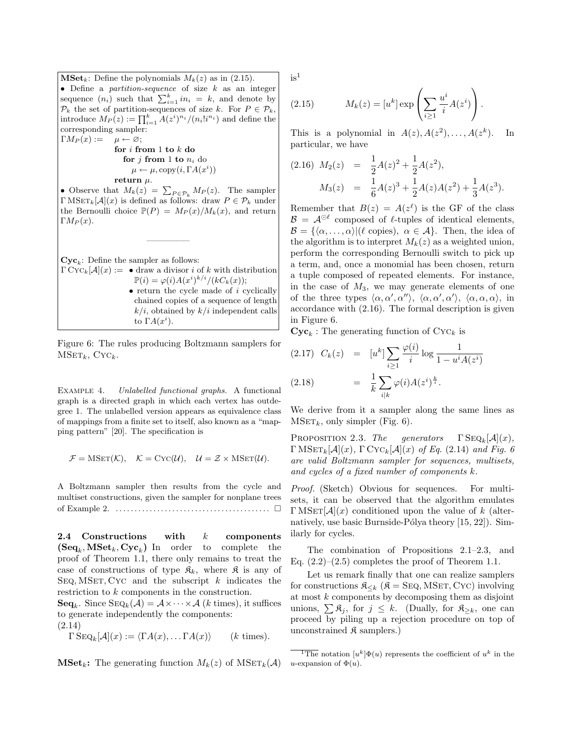**MSet**$_k$: Define the polynomials $M_k(z)$ as in (2.15).

• Define a *partition-sequence* of size $k$ as an integer sequence $(n_i)$ such that $\sum_{i=1}^{k} i n_i = k$, and denote by $\mathcal{P}_k$ the set of partition-sequences of size $k$. For $P \in \mathcal{P}_k$, introduce $M_P(z) := \prod_{i=1}^{k} A(z^i)^{n_i}/(n_i! i^{n_i})$ and define the corresponding sampler:

$\Gamma M_P(x) :=$ $\mu \leftarrow \varnothing$;
  **for** $i$ **from** 1 **to** $k$ **do**
    **for** $j$ **from** 1 **to** $n_i$ do
      $\mu \leftarrow \mu, \text{copy}(i, \Gamma A(x^i))$
  **return** $\mu$.

• Observe that $M_k(z) = \sum_{P \in \mathcal{P}_k} M_P(z)$. The sampler $\Gamma\,\text{MSet}_k[\mathcal{A}](x)$ is defined as follows: draw $P \in \mathcal{P}_k$ under the Bernoulli choice $\mathbb{P}(P) = M_P(x)/M_k(x)$, and return $\Gamma M_P(x)$.

---

**Cyc**$_k$: Define the sampler as follows:

$\Gamma\,\text{Cyc}_k[\mathcal{A}](x) :=$
• draw a divisor $i$ of $k$ with distribution $\mathbb{P}(i) = \varphi(i) A(x^i)^{k/i}/(k C_k(x))$;
• return the cycle made of $i$ cyclically chained copies of a sequence of length $k/i$, obtained by $k/i$ independent calls to $\Gamma A(x^i)$.

Figure 6: The rules producing Boltzmann samplers for $\text{MSet}_k$, $\text{Cyc}_k$.

Example 4. *Unlabelled functional graphs.* A functional graph is a directed graph in which each vertex has outdegree 1. The unlabelled version appears as equivalence class of mappings from a finite set to itself, also known as a "mapping pattern" [20]. The specification is

$$\mathcal{F} = \text{MSet}(\mathcal{K}), \quad \mathcal{K} = \text{Cyc}(\mathcal{U}), \quad \mathcal{U} = \mathcal{Z} \times \text{MSet}(\mathcal{U}).$$

A Boltzmann sampler then results from the cycle and multiset constructions, given the sampler for nonplane trees of Example 2. ........................................ □

### 2.4 Constructions with $k$ components ($\text{Seq}_k, \text{MSet}_k, \text{Cyc}_k$)

In order to complete the proof of Theorem 1.1, there only remains to treat the case of constructions of type $\mathfrak{K}_k$, where $\mathfrak{K}$ is any of $\text{Seq}, \text{MSet}, \text{Cyc}$ and the subscript $k$ indicates the restriction to $k$ components in the construction.

**Seq**$_k$. Since $\text{Seq}_k(\mathcal{A}) = \mathcal{A} \times \cdots \times \mathcal{A}$ ($k$ times), it suffices to generate independently the components:

$$\Gamma\,\text{Seq}_k[\mathcal{A}](x) := \langle \Gamma A(x), \ldots \Gamma A(x) \rangle \qquad (k \text{ times}). \tag{2.14}$$

**MSet**$_k$**:** The generating function $M_k(z)$ of $\text{MSet}_k(\mathcal{A})$ is[1]

$$M_k(z) = [u^k] \exp\left( \sum_{i \geq 1} \frac{u^i}{i} A(z^i) \right). \tag{2.15}$$

This is a polynomial in $A(z), A(z^2), \ldots, A(z^k)$. In particular, we have

$$\begin{aligned} M_2(z) &= \frac{1}{2} A(z)^2 + \frac{1}{2} A(z^2), \\ M_3(z) &= \frac{1}{6} A(z)^3 + \frac{1}{2} A(z) A(z^2) + \frac{1}{3} A(z^3). \end{aligned} \tag{2.16}$$

Remember that $B(z) = A(z^\ell)$ is the GF of the class $\mathcal{B} = \mathcal{A}^{\odot \ell}$ composed of $\ell$-tuples of identical elements, $\mathcal{B} = \{\langle \alpha, \ldots, \alpha \rangle | (\ell \text{ copies}),\ \alpha \in \mathcal{A}\}$. Then, the idea of the algorithm is to interpret $M_k(z)$ as a weighted union, perform the corresponding Bernoulli switch to pick up a term, and, once a monomial has been chosen, return a tuple composed of repeated elements. For instance, in the case of $M_3$, we may generate elements of one of the three types $\langle \alpha, \alpha', \alpha'' \rangle$, $\langle \alpha, \alpha', \alpha' \rangle$, $\langle \alpha, \alpha, \alpha \rangle$, in accordance with (2.16). The formal description is given in Figure 6.

**Cyc**$_k$ : The generating function of $\text{Cyc}_k$ is

$$\begin{aligned} C_k(z) &= [u^k] \sum_{i \geq 1} \frac{\varphi(i)}{i} \log \frac{1}{1 - u^i A(z^i)} && (2.17) \\ &= \frac{1}{k} \sum_{i | k} \varphi(i) A(z^i)^{\frac{k}{i}}. && (2.18) \end{aligned}$$

We derive from it a sampler along the same lines as $\text{MSet}_k$, only simpler (Fig. 6).

Proposition 2.3. *The generators $\Gamma\,\text{Seq}_k[\mathcal{A}](x)$, $\Gamma\,\text{MSet}_k[\mathcal{A}](x)$, $\Gamma\,\text{Cyc}_k[\mathcal{A}](x)$ of Eq. (2.14) and Fig. 6 are valid Boltzmann sampler for sequences, multisets, and cycles of a fixed number of components $k$.*

*Proof.* (Sketch) Obvious for sequences. For multisets, it can be observed that the algorithm emulates $\Gamma\,\text{MSet}[\mathcal{A}](x)$ conditioned upon the value of $k$ (alternatively, use basic Burnside-Pólya theory [15, 22]). Similarly for cycles.

The combination of Propositions 2.1–2.3, and Eq. (2.2)–(2.5) completes the proof of Theorem 1.1.

Let us remark finally that one can realize samplers for constructions $\mathfrak{K}_{\leq k}$ ($\mathfrak{K} = \text{Seq}, \text{MSet}, \text{Cyc}$) involving at most $k$ components by decomposing them as disjoint unions, $\sum \mathfrak{K}_j$, for $j \leq k$. (Dually, for $\mathfrak{K}_{\geq k}$, one can proceed by piling up a rejection procedure on top of unconstrained $\mathfrak{K}$ samplers.)

---

[1] The notation $[u^k]\Phi(u)$ represents the coefficient of $u^k$ in the $u$-expansion of $\Phi(u)$.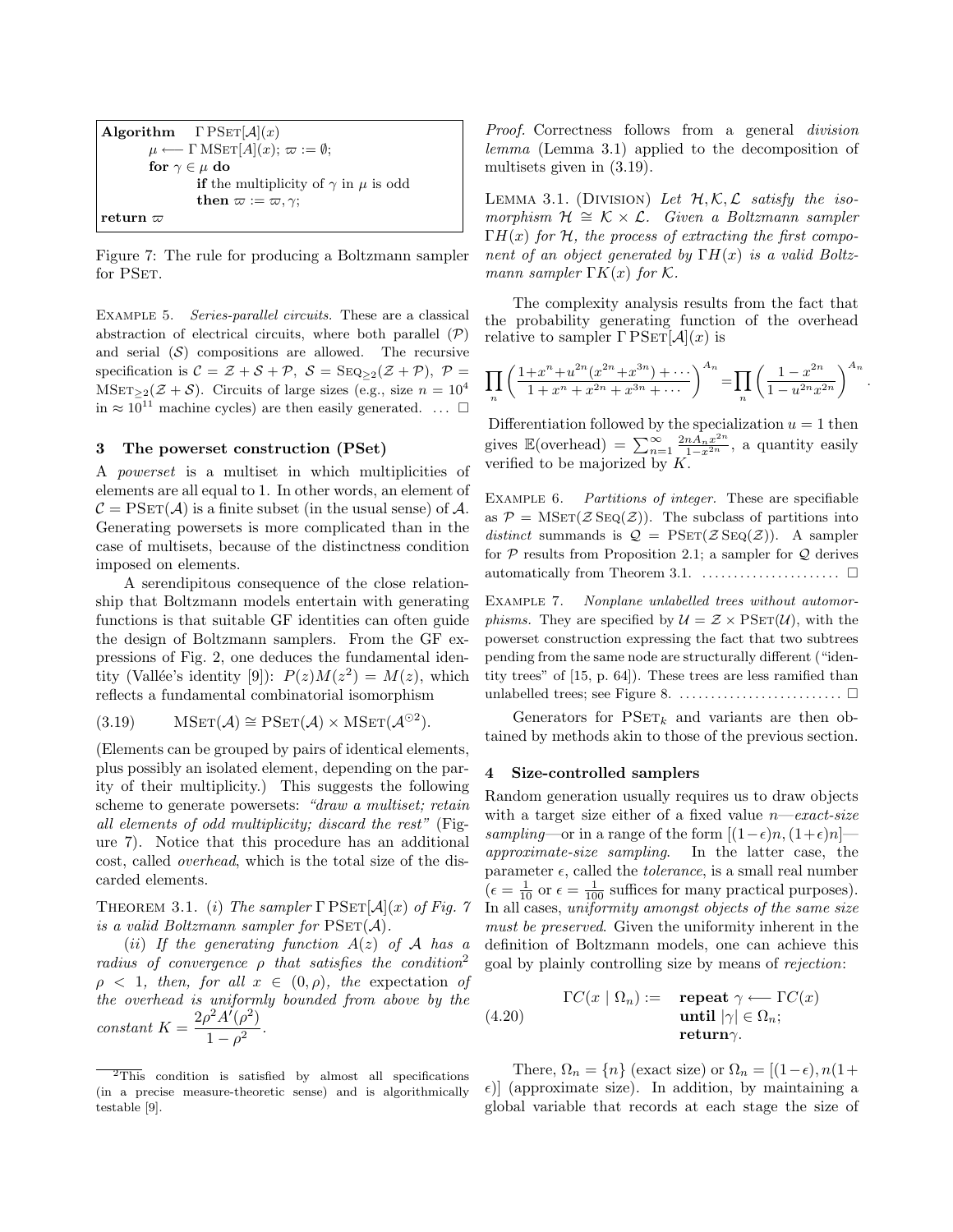```
Algorithm    Γ PSet[A](x)
        μ ⟵ Γ MSet[A](x); ϖ := ∅;
        for γ ∈ μ do
                if the multiplicity of γ in μ is odd
                then ϖ := ϖ, γ;
return ϖ
```

Figure 7: The rule for producing a Boltzmann sampler for PSet.

Example 5. *Series-parallel circuits.* These are a classical abstraction of electrical circuits, where both parallel ($\mathcal{P}$) and serial ($\mathcal{S}$) compositions are allowed. The recursive specification is $\mathcal{C} = \mathcal{Z} + \mathcal{S} + \mathcal{P}$, $\mathcal{S} = \text{SEQ}_{\geq 2}(\mathcal{Z} + \mathcal{P})$, $\mathcal{P} = \text{MSET}_{\geq 2}(\mathcal{Z} + \mathcal{S})$. Circuits of large sizes (e.g., size $n = 10^4$ in $\approx 10^{11}$ machine cycles) are then easily generated. . . . □

## 3 The powerset construction (PSet)

A *powerset* is a multiset in which multiplicities of elements are all equal to 1. In other words, an element of $\mathcal{C} = \text{PSET}(\mathcal{A})$ is a finite subset (in the usual sense) of $\mathcal{A}$. Generating powersets is more complicated than in the case of multisets, because of the distinctness condition imposed on elements.

A serendipitous consequence of the close relationship that Boltzmann models entertain with generating functions is that suitable GF identities can often guide the design of Boltzmann samplers. From the GF expressions of Fig. 2, one deduces the fundamental identity (Vallée's identity [9]): $P(z)M(z^2) = M(z)$, which reflects a fundamental combinatorial isomorphism

$$\text{MSET}(\mathcal{A}) \cong \text{PSET}(\mathcal{A}) \times \text{MSET}(\mathcal{A}^{\odot 2}). \tag{3.19}$$

(Elements can be grouped by pairs of identical elements, plus possibly an isolated element, depending on the parity of their multiplicity.) This suggests the following scheme to generate powersets: *"draw a multiset; retain all elements of odd multiplicity; discard the rest"* (Figure 7). Notice that this procedure has an additional cost, called *overhead*, which is the total size of the discarded elements.

Theorem 3.1. *(i) The sampler* $\Gamma\,\text{PSET}[\mathcal{A}](x)$ *of Fig. 7 is a valid Boltzmann sampler for* $\text{PSET}(\mathcal{A})$.

*(ii) If the generating function* $A(z)$ *of* $\mathcal{A}$ *has a radius of convergence* $\rho$ *that satisfies the condition*[2] $\rho < 1$, *then, for all* $x \in (0, \rho)$, *the* expectation *of the overhead is uniformly bounded from above by the constant* $K = \dfrac{2\rho^2 A'(\rho^2)}{1-\rho^2}$.

[2] This condition is satisfied by almost all specifications (in a precise measure-theoretic sense) and is algorithmically testable [9].

*Proof.* Correctness follows from a general *division lemma* (Lemma 3.1) applied to the decomposition of multisets given in (3.19).

Lemma 3.1. (Division) *Let* $\mathcal{H}, \mathcal{K}, \mathcal{L}$ *satisfy the isomorphism* $\mathcal{H} \cong \mathcal{K} \times \mathcal{L}$. *Given a Boltzmann sampler* $\Gamma H(x)$ *for* $\mathcal{H}$, *the process of extracting the first component of an object generated by* $\Gamma H(x)$ *is a valid Boltzmann sampler* $\Gamma K(x)$ *for* $\mathcal{K}$.

The complexity analysis results from the fact that the probability generating function of the overhead relative to sampler $\Gamma\,\text{PSET}[\mathcal{A}](x)$ is

$$\prod_n \left(\frac{1+x^n+u^{2n}(x^{2n}+x^{3n})+\cdots}{1+x^n+x^{2n}+x^{3n}+\cdots}\right)^{A_n} = \prod_n \left(\frac{1-x^{2n}}{1-u^{2n}x^{2n}}\right)^{A_n}.$$

Differentiation followed by the specialization $u = 1$ then gives $\mathbb{E}(\text{overhead}) = \sum_{n=1}^{\infty} \frac{2nA_n x^{2n}}{1-x^{2n}}$, a quantity easily verified to be majorized by $K$.

Example 6. *Partitions of integer.* These are specifiable as $\mathcal{P} = \text{MSET}(\mathcal{Z}\,\text{SEQ}(\mathcal{Z}))$. The subclass of partitions into *distinct* summands is $\mathcal{Q} = \text{PSET}(\mathcal{Z}\,\text{SEQ}(\mathcal{Z}))$. A sampler for $\mathcal{P}$ results from Proposition 2.1; a sampler for $\mathcal{Q}$ derives automatically from Theorem 3.1. . . . . . . . . . . . . . . . . . . . . . . □

Example 7. *Nonplane unlabelled trees without automorphisms.* They are specified by $\mathcal{U} = \mathcal{Z} \times \text{PSET}(\mathcal{U})$, with the powerset construction expressing the fact that two subtrees pending from the same node are structurally different ("identity trees" of [15, p. 64]). These trees are less ramified than unlabelled trees; see Figure 8. . . . . . . . . . . . . . . . . . . . . . . . . . □

Generators for $\text{PSET}_k$ and variants are then obtained by methods akin to those of the previous section.

## 4 Size-controlled samplers

Random generation usually requires us to draw objects with a target size either of a fixed value $n$—*exact-size sampling*—or in a range of the form $[(1-\epsilon)n, (1+\epsilon)n]$—*approximate-size sampling*. In the latter case, the parameter $\epsilon$, called the *tolerance*, is a small real number ($\epsilon = \frac{1}{10}$ or $\epsilon = \frac{1}{100}$ suffices for many practical purposes). In all cases, *uniformity amongst objects of the same size must be preserved*. Given the uniformity inherent in the definition of Boltzmann models, one can achieve this goal by plainly controlling size by means of *rejection*:

$$\Gamma C(x \mid \Omega_n) := \quad \textbf{repeat } \gamma \longleftarrow \Gamma C(x) \quad \textbf{until } |\gamma| \in \Omega_n; \quad \textbf{return } \gamma. \tag{4.20}$$

There, $\Omega_n = \{n\}$ (exact size) or $\Omega_n = [(1-\epsilon), n(1+\epsilon)]$ (approximate size). In addition, by maintaining a global variable that records at each stage the size of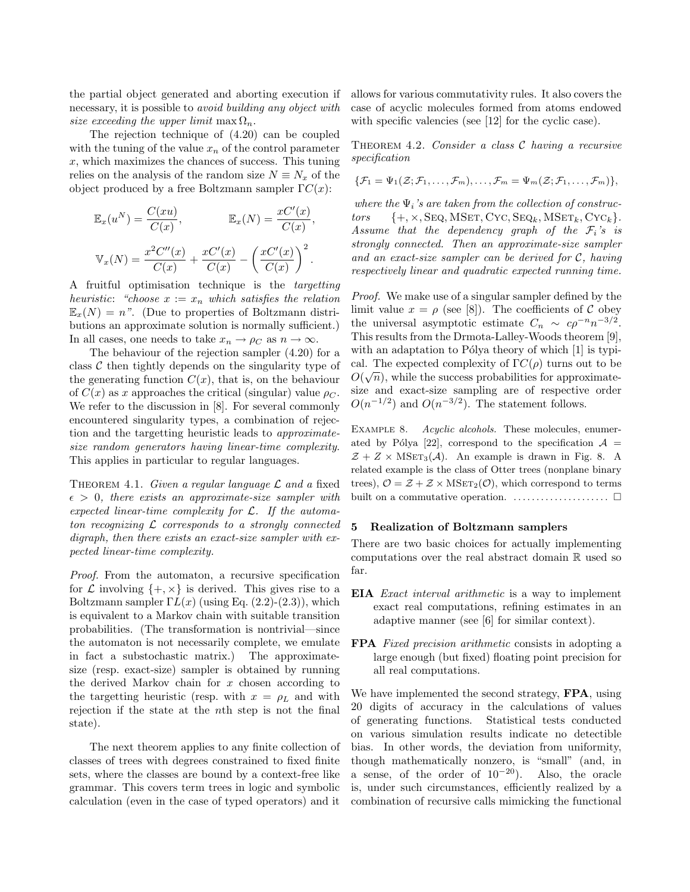the partial object generated and aborting execution if necessary, it is possible to *avoid building any object with size exceeding the upper limit* $\max \Omega_n$.

The rejection technique of (4.20) can be coupled with the tuning of the value $x_n$ of the control parameter $x$, which maximizes the chances of success. This tuning relies on the analysis of the random size $N \equiv N_x$ of the object produced by a free Boltzmann sampler $\Gamma C(x)$:

$$\mathbb{E}_x(u^N) = \frac{C(xu)}{C(x)}, \qquad \mathbb{E}_x(N) = \frac{xC'(x)}{C(x)},$$

$$\mathbb{V}_x(N) = \frac{x^2 C''(x)}{C(x)} + \frac{xC'(x)}{C(x)} - \left(\frac{xC'(x)}{C(x)}\right)^2.$$

A fruitful optimisation technique is the *targetting heuristic*: *"choose $x := x_n$ which satisfies the relation $\mathbb{E}_x(N) = n$"*. (Due to properties of Boltzmann distributions an approximate solution is normally sufficient.) In all cases, one needs to take $x_n \to \rho_C$ as $n \to \infty$.

The behaviour of the rejection sampler (4.20) for a class $\mathcal{C}$ then tightly depends on the singularity type of the generating function $C(x)$, that is, on the behaviour of $C(x)$ as $x$ approaches the critical (singular) value $\rho_C$. We refer to the discussion in [8]. For several commonly encountered singularity types, a combination of rejection and the targetting heuristic leads to *approximate-size random generators having linear-time complexity.* This applies in particular to regular languages.

THEOREM 4.1. *Given a regular language $\mathcal{L}$ and a* fixed *$\epsilon > 0$, there exists an approximate-size sampler with expected linear-time complexity for $\mathcal{L}$. If the automaton recognizing $\mathcal{L}$ corresponds to a strongly connected digraph, then there exists an exact-size sampler with expected linear-time complexity.*

*Proof.* From the automaton, a recursive specification for $\mathcal{L}$ involving $\{+, \times\}$ is derived. This gives rise to a Boltzmann sampler $\Gamma L(x)$ (using Eq. (2.2)-(2.3)), which is equivalent to a Markov chain with suitable transition probabilities. (The transformation is nontrivial—since the automaton is not necessarily complete, we emulate in fact a substochastic matrix.) The approximate-size (resp. exact-size) sampler is obtained by running the derived Markov chain for $x$ chosen according to the targetting heuristic (resp. with $x = \rho_L$ and with rejection if the state at the $n$th step is not the final state).

The next theorem applies to any finite collection of classes of trees with degrees constrained to fixed finite sets, where the classes are bound by a context-free like grammar. This covers term trees in logic and symbolic calculation (even in the case of typed operators) and it allows for various commutativity rules. It also covers the case of acyclic molecules formed from atoms endowed with specific valencies (see [12] for the cyclic case).

THEOREM 4.2. *Consider a class $\mathcal{C}$ having a recursive specification*

$$\{\mathcal{F}_1 = \Psi_1(\mathcal{Z}; \mathcal{F}_1, \ldots, \mathcal{F}_m), \ldots, \mathcal{F}_m = \Psi_m(\mathcal{Z}; \mathcal{F}_1, \ldots, \mathcal{F}_m)\},$$

*where the $\Psi_i$'s are taken from the collection of constructors $\{+, \times, \text{SEQ}, \text{MSET}, \text{CYC}, \text{SEQ}_k, \text{MSET}_k, \text{CYC}_k\}$. Assume that the dependency graph of the $\mathcal{F}_i$'s is strongly connected. Then an approximate-size sampler and an exact-size sampler can be derived for $\mathcal{C}$, having respectively linear and quadratic expected running time.*

*Proof.* We make use of a singular sampler defined by the limit value $x = \rho$ (see [8]). The coefficients of $\mathcal{C}$ obey the universal asymptotic estimate $C_n \sim c\rho^{-n} n^{-3/2}$. This results from the Drmota-Lalley-Woods theorem [9], with an adaptation to Pólya theory of which [1] is typical. The expected complexity of $\Gamma C(\rho)$ turns out to be $O(\sqrt{n})$, while the success probabilities for approximate-size and exact-size sampling are of respective order $O(n^{-1/2})$ and $O(n^{-3/2})$. The statement follows.

EXAMPLE 8. *Acyclic alcohols.* These molecules, enumerated by Pólya [22], correspond to the specification $\mathcal{A} = \mathcal{Z} + Z \times \text{MSET}_3(\mathcal{A})$. An example is drawn in Fig. 8. A related example is the class of Otter trees (nonplane binary trees), $\mathcal{O} = \mathcal{Z} + \mathcal{Z} \times \text{MSET}_2(\mathcal{O})$, which correspond to terms built on a commutative operation. .................... □

## 5 Realization of Boltzmann samplers

There are two basic choices for actually implementing computations over the real abstract domain $\mathbb{R}$ used so far.

- **EIA** *Exact interval arithmetic* is a way to implement exact real computations, refining estimates in an adaptive manner (see [6] for similar context).

- **FPA** *Fixed precision arithmetic* consists in adopting a large enough (but fixed) floating point precision for all real computations.

We have implemented the second strategy, **FPA**, using 20 digits of accuracy in the calculations of values of generating functions. Statistical tests conducted on various simulation results indicate no detectible bias. In other words, the deviation from uniformity, though mathematically nonzero, is "small" (and, in a sense, of the order of $10^{-20}$). Also, the oracle is, under such circumstances, efficiently realized by a combination of recursive calls mimicking the functional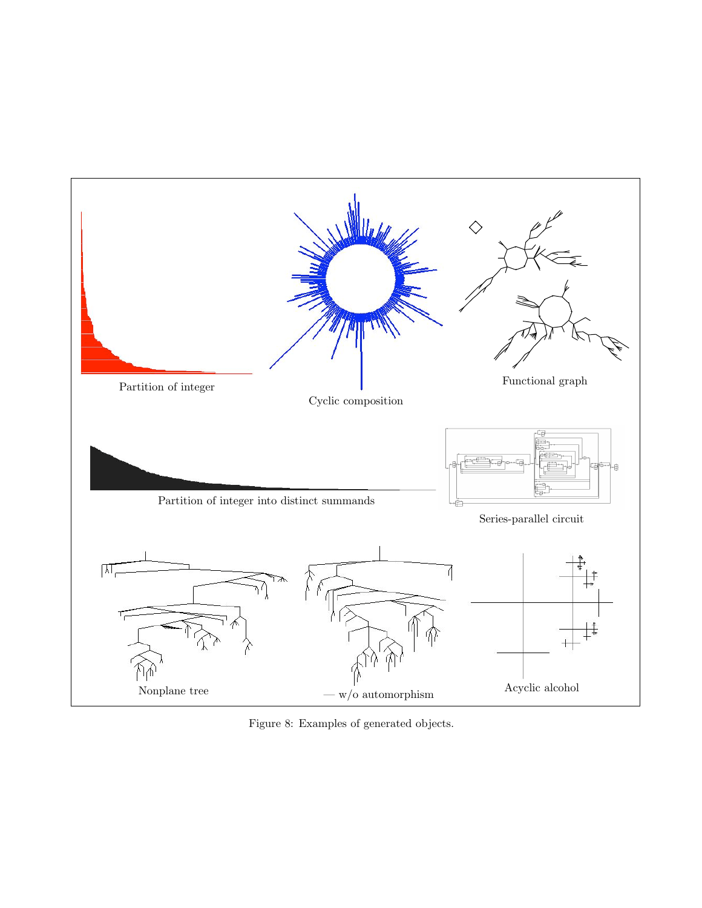Partition of integer

Cyclic composition

Functional graph

Partition of integer into distinct summands

Series-parallel circuit

Nonplane tree

— w/o automorphism

Acyclic alcohol

Figure 8: Examples of generated objects.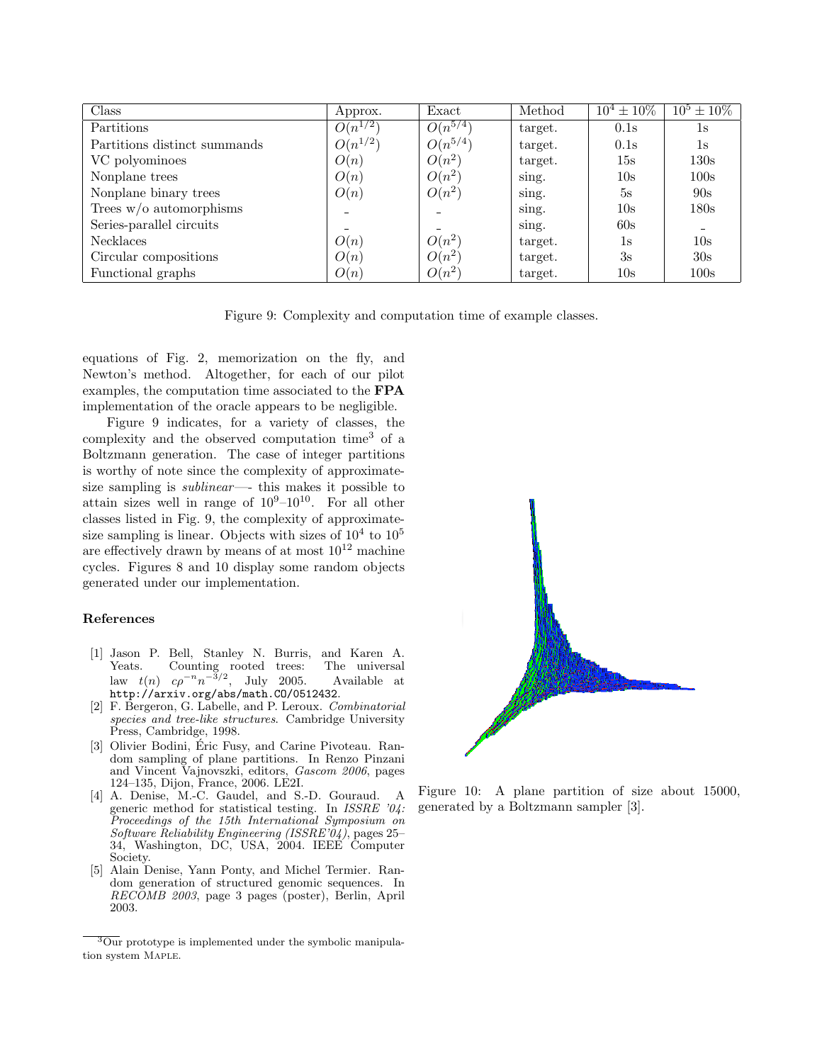| Class | Approx. | Exact | Method | $10^4 \pm 10\%$ | $10^5 \pm 10\%$ |
|---|---|---|---|---|---|
| Partitions | $O(n^{1/2})$ | $O(n^{5/4})$ | target. | 0.1s | 1s |
| Partitions distinct summands | $O(n^{1/2})$ | $O(n^{5/4})$ | target. | 0.1s | 1s |
| VC polyominoes | $O(n)$ | $O(n^2)$ | target. | 15s | 130s |
| Nonplane trees | $O(n)$ | $O(n^2)$ | sing. | 10s | 100s |
| Nonplane binary trees | $O(n)$ | $O(n^2)$ | sing. | 5s | 90s |
| Trees w/o automorphisms | - | - | sing. | 10s | 180s |
| Series-parallel circuits | - | - | sing. | 60s | - |
| Necklaces | $O(n)$ | $O(n^2)$ | target. | 1s | 10s |
| Circular compositions | $O(n)$ | $O(n^2)$ | target. | 3s | 30s |
| Functional graphs | $O(n)$ | $O(n^2)$ | target. | 10s | 100s |

Figure 9: Complexity and computation time of example classes.

equations of Fig. 2, memorization on the fly, and Newton's method. Altogether, for each of our pilot examples, the computation time associated to the **FPA** implementation of the oracle appears to be negligible.

Figure 9 indicates, for a variety of classes, the complexity and the observed computation time[3] of a Boltzmann generation. The case of integer partitions is worthy of note since the complexity of approximate-size sampling is *sublinear*—- this makes it possible to attain sizes well in range of $10^9$–$10^{10}$. For all other classes listed in Fig. 9, the complexity of approximate-size sampling is linear. Objects with sizes of $10^4$ to $10^5$ are effectively drawn by means of at most $10^{12}$ machine cycles. Figures 8 and 10 display some random objects generated under our implementation.

Figure 10: A plane partition of size about 15000, generated by a Boltzmann sampler [3].

## References

[1] Jason P. Bell, Stanley N. Burris, and Karen A. Yeats. Counting rooted trees: The universal law $t(n)\ c\rho^{-n}n^{-3/2}$, July 2005. Available at http://arxiv.org/abs/math.CO/0512432.

[2] F. Bergeron, G. Labelle, and P. Leroux. *Combinatorial species and tree-like structures*. Cambridge University Press, Cambridge, 1998.

[3] Olivier Bodini, Éric Fusy, and Carine Pivoteau. Random sampling of plane partitions. In Renzo Pinzani and Vincent Vajnovszki, editors, *Gascom 2006*, pages 124–135, Dijon, France, 2006. LE2I.

[4] A. Denise, M.-C. Gaudel, and S.-D. Gouraud. A generic method for statistical testing. In *ISSRE '04: Proceedings of the 15th International Symposium on Software Reliability Engineering (ISSRE'04)*, pages 25–34, Washington, DC, USA, 2004. IEEE Computer Society.

[5] Alain Denise, Yann Ponty, and Michel Termier. Random generation of structured genomic sequences. In *RECOMB 2003*, page 3 pages (poster), Berlin, April 2003.

[3] Our prototype is implemented under the symbolic manipulation system MAPLE.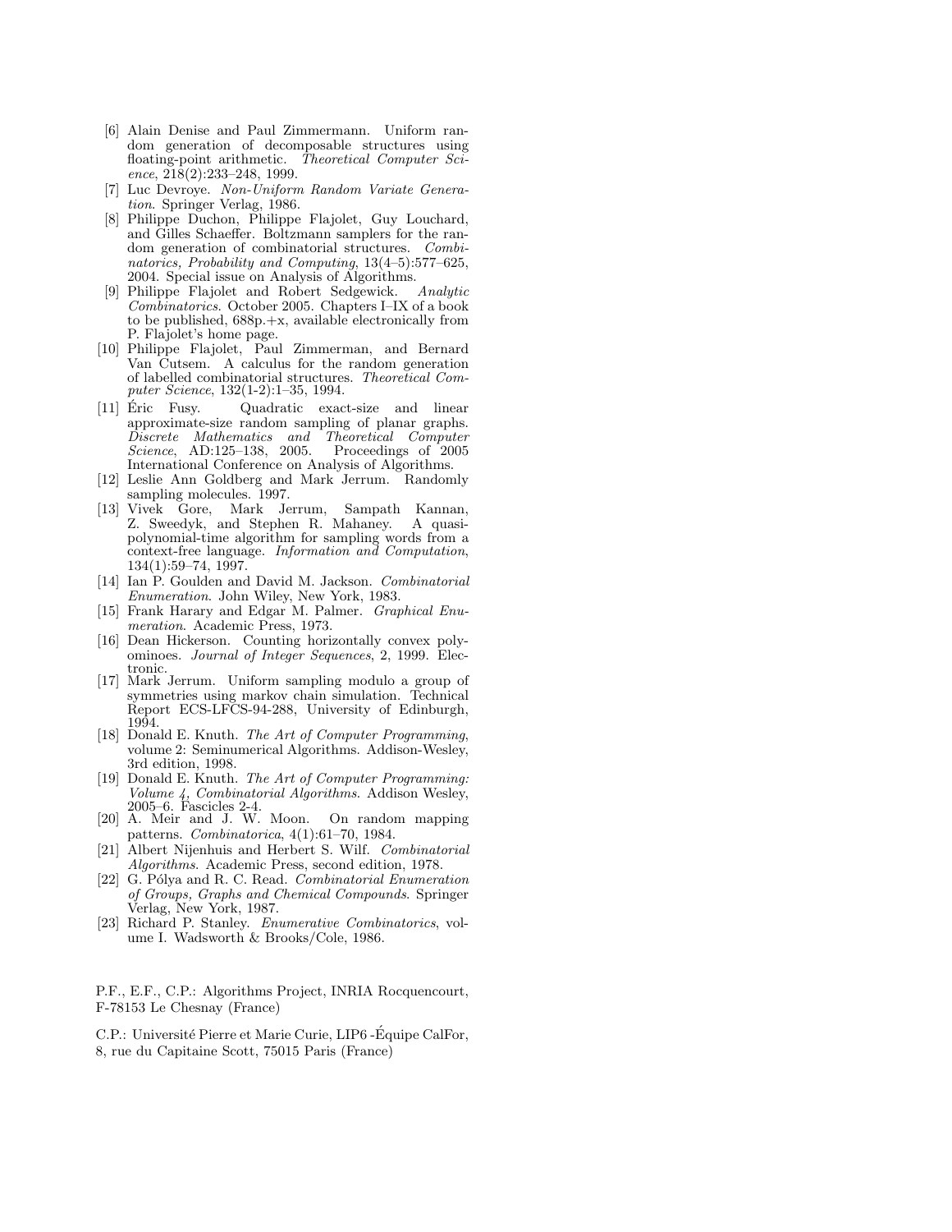[6] Alain Denise and Paul Zimmermann. Uniform random generation of decomposable structures using floating-point arithmetic. *Theoretical Computer Science*, 218(2):233–248, 1999.

[7] Luc Devroye. *Non-Uniform Random Variate Generation*. Springer Verlag, 1986.

[8] Philippe Duchon, Philippe Flajolet, Guy Louchard, and Gilles Schaeffer. Boltzmann samplers for the random generation of combinatorial structures. *Combinatorics, Probability and Computing*, 13(4–5):577–625, 2004. Special issue on Analysis of Algorithms.

[9] Philippe Flajolet and Robert Sedgewick. *Analytic Combinatorics*. October 2005. Chapters I–IX of a book to be published, 688p.+x, available electronically from P. Flajolet's home page.

[10] Philippe Flajolet, Paul Zimmerman, and Bernard Van Cutsem. A calculus for the random generation of labelled combinatorial structures. *Theoretical Computer Science*, 132(1-2):1–35, 1994.

[11] Éric Fusy. Quadratic exact-size and linear approximate-size random sampling of planar graphs. *Discrete Mathematics and Theoretical Computer Science*, AD:125–138, 2005. Proceedings of 2005 International Conference on Analysis of Algorithms.

[12] Leslie Ann Goldberg and Mark Jerrum. Randomly sampling molecules. 1997.

[13] Vivek Gore, Mark Jerrum, Sampath Kannan, Z. Sweedyk, and Stephen R. Mahaney. A quasi-polynomial-time algorithm for sampling words from a context-free language. *Information and Computation*, 134(1):59–74, 1997.

[14] Ian P. Goulden and David M. Jackson. *Combinatorial Enumeration*. John Wiley, New York, 1983.

[15] Frank Harary and Edgar M. Palmer. *Graphical Enumeration*. Academic Press, 1973.

[16] Dean Hickerson. Counting horizontally convex polyominoes. *Journal of Integer Sequences*, 2, 1999. Electronic.

[17] Mark Jerrum. Uniform sampling modulo a group of symmetries using markov chain simulation. Technical Report ECS-LFCS-94-288, University of Edinburgh, 1994.

[18] Donald E. Knuth. *The Art of Computer Programming*, volume 2: Seminumerical Algorithms. Addison-Wesley, 3rd edition, 1998.

[19] Donald E. Knuth. *The Art of Computer Programming: Volume 4, Combinatorial Algorithms*. Addison Wesley, 2005–6. Fascicles 2-4.

[20] A. Meir and J. W. Moon. On random mapping patterns. *Combinatorica*, 4(1):61–70, 1984.

[21] Albert Nijenhuis and Herbert S. Wilf. *Combinatorial Algorithms*. Academic Press, second edition, 1978.

[22] G. Pólya and R. C. Read. *Combinatorial Enumeration of Groups, Graphs and Chemical Compounds*. Springer Verlag, New York, 1987.

[23] Richard P. Stanley. *Enumerative Combinatorics*, volume I. Wadsworth & Brooks/Cole, 1986.

P.F., E.F., C.P.: Algorithms Project, INRIA Rocquencourt, F-78153 Le Chesnay (France)

C.P.: Université Pierre et Marie Curie, LIP6 -Équipe CalFor, 8, rue du Capitaine Scott, 75015 Paris (France)